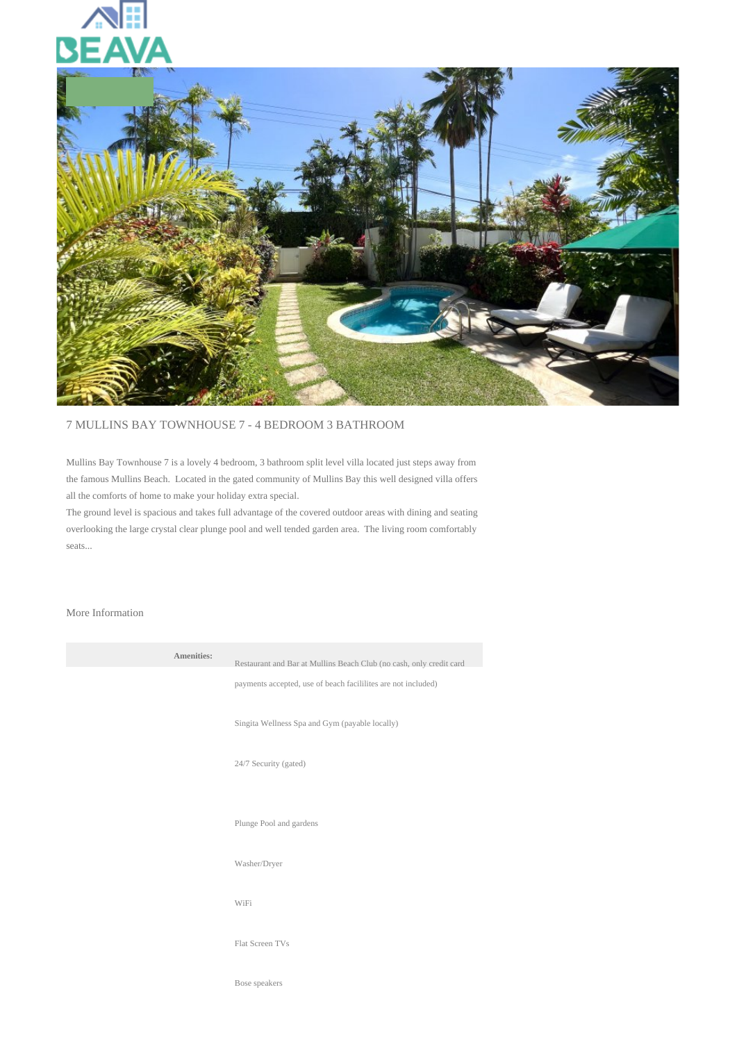BEAVA

# 7 MULLINS BAY TOWNHOUSE 7 - 4 BEDROOM 3 BATHROOM

Mullins Bay Townhouse 7 is a lovely 4 bedroom, 3 bathroom split level villa located just steps away from the famous Mullins Beach. Located in the gated community of Mullins Bay this well designed villa offers all the comforts of home to make your holiday extra special.

The ground level is spacious and takes full advantage of the covered outdoor areas with dining and seating overlooking the large crystal clear plunge pool and well tended garden area. The living room comfortably seats...

## More Information

| | |
|---|---|
| **Amenities:** | Restaurant and Bar at Mullins Beach Club (no cash, only credit card payments accepted, use of beach facililites are not included)<br><br>Singita Wellness Spa and Gym (payable locally)<br><br>24/7 Security (gated)<br><br>Plunge Pool and gardens<br><br>Washer/Dryer<br><br>WiFi<br><br>Flat Screen TVs<br><br>Bose speakers |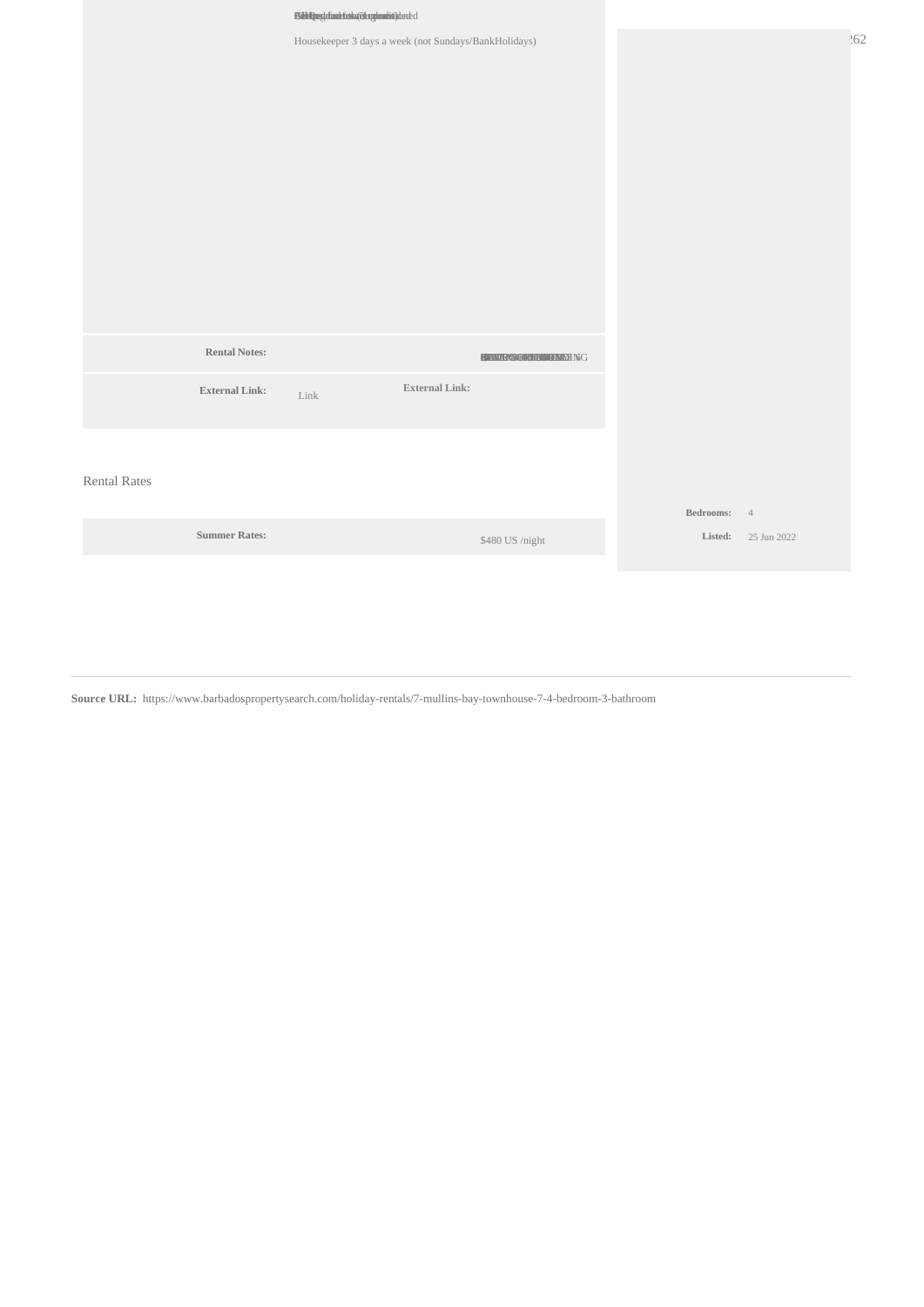Housekeeper 3 days a week (not Sundays/BankHolidays)

| | | | |
|---|---|---|---|
| **Rental Notes:** | | | |
| **External Link:** | Link | **External Link:** | |

Rental Rates

| | |
|---|---|
| **Summer Rates:** | $480 US /night |

**Bedrooms:** 4

**Listed:** 25 Jun 2022

**Source URL:** https://www.barbadospropertysearch.com/holiday-rentals/7-mullins-bay-townhouse-7-4-bedroom-3-bathroom